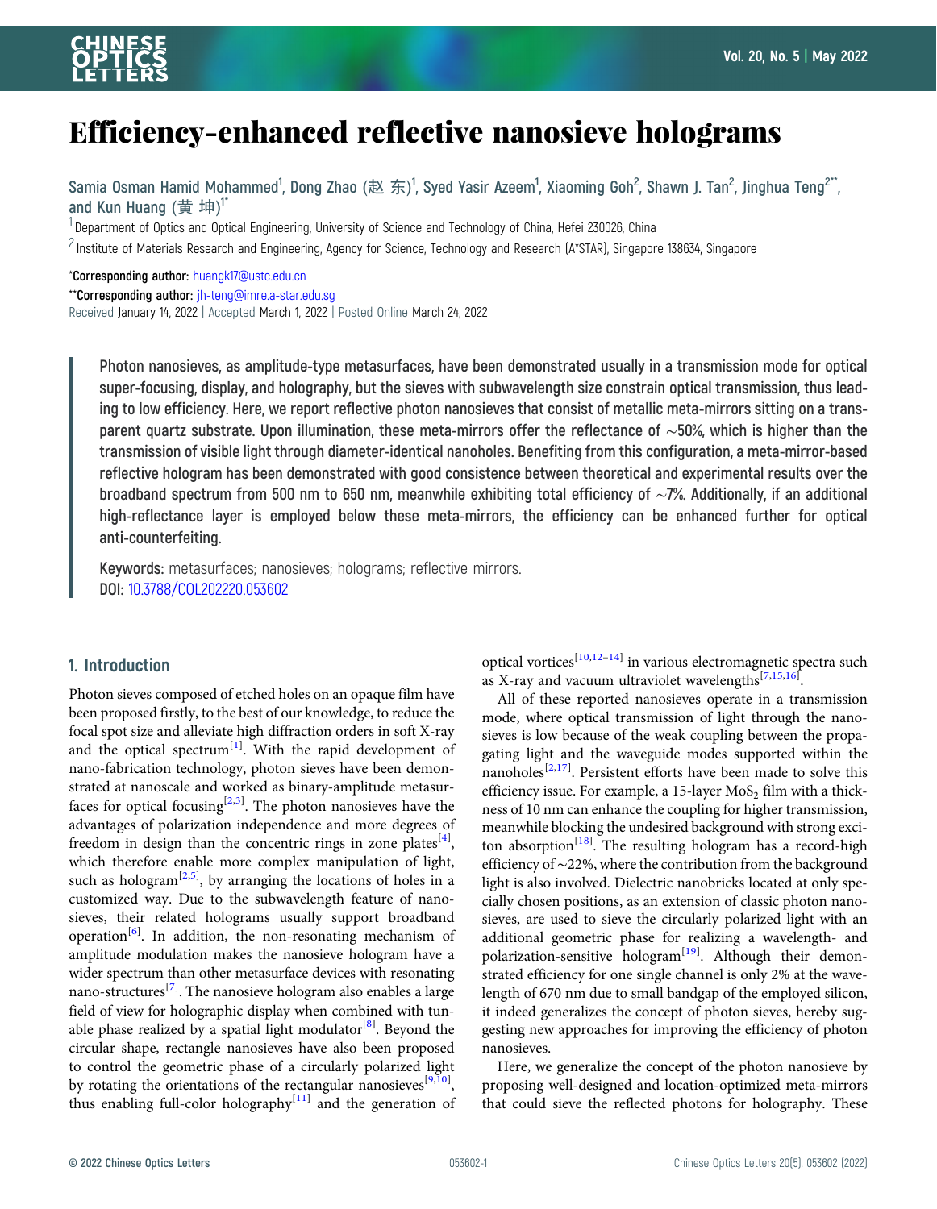# Efficiency-enhanced reflective nanosieve holograms

Samia Osman Hamid Mohammed[1], Dong Zhao (赵 东)[1], Syed Yasir Azeem[1], Xiaoming Goh[2], Shawn J. Tan[2], Jinghua Teng[2**], and Kun Huang (黄 坤)[1*]

[1] Department of Optics and Optical Engineering, University of Science and Technology of China, Hefei 230026, China

[2] Institute of Materials Research and Engineering, Agency for Science, Technology and Research (A*STAR), Singapore 138634, Singapore

*Corresponding author: huangk17@ustc.edu.cn

**Corresponding author: jh-teng@imre.a-star.edu.sg

Received January 14, 2022 | Accepted March 1, 2022 | Posted Online March 24, 2022

**Photon nanosieves, as amplitude-type metasurfaces, have been demonstrated usually in a transmission mode for optical super-focusing, display, and holography, but the sieves with subwavelength size constrain optical transmission, thus leading to low efficiency. Here, we report reflective photon nanosieves that consist of metallic meta-mirrors sitting on a transparent quartz substrate. Upon illumination, these meta-mirrors offer the reflectance of ∼50%, which is higher than the transmission of visible light through diameter-identical nanoholes. Benefiting from this configuration, a meta-mirror-based reflective hologram has been demonstrated with good consistence between theoretical and experimental results over the broadband spectrum from 500 nm to 650 nm, meanwhile exhibiting total efficiency of ∼7%. Additionally, if an additional high-reflectance layer is employed below these meta-mirrors, the efficiency can be enhanced further for optical anti-counterfeiting.**

**Keywords:** metasurfaces; nanosieves; holograms; reflective mirrors.

**DOI:** 10.3788/COL202220.053602

## 1. Introduction

Photon sieves composed of etched holes on an opaque film have been proposed firstly, to the best of our knowledge, to reduce the focal spot size and alleviate high diffraction orders in soft X-ray and the optical spectrum[1]. With the rapid development of nano-fabrication technology, photon sieves have been demonstrated at nanoscale and worked as binary-amplitude metasurfaces for optical focusing[2,3]. The photon nanosieves have the advantages of polarization independence and more degrees of freedom in design than the concentric rings in zone plates[4], which therefore enable more complex manipulation of light, such as hologram[2,5], by arranging the locations of holes in a customized way. Due to the subwavelength feature of nanosieves, their related holograms usually support broadband operation[6]. In addition, the non-resonating mechanism of amplitude modulation makes the nanosieve hologram have a wider spectrum than other metasurface devices with resonating nano-structures[7]. The nanosieve hologram also enables a large field of view for holographic display when combined with tunable phase realized by a spatial light modulator[8]. Beyond the circular shape, rectangle nanosieves have also been proposed to control the geometric phase of a circularly polarized light by rotating the orientations of the rectangular nanosieves[9,10], thus enabling full-color holography[11] and the generation of optical vortices[10,12–14] in various electromagnetic spectra such as X-ray and vacuum ultraviolet wavelengths[7,15,16].

All of these reported nanosieves operate in a transmission mode, where optical transmission of light through the nanosieves is low because of the weak coupling between the propagating light and the waveguide modes supported within the nanoholes[2,17]. Persistent efforts have been made to solve this efficiency issue. For example, a 15-layer $MoS_2$ film with a thickness of 10 nm can enhance the coupling for higher transmission, meanwhile blocking the undesired background with strong exciton absorption[18]. The resulting hologram has a record-high efficiency of ∼22%, where the contribution from the background light is also involved. Dielectric nanobricks located at only specially chosen positions, as an extension of classic photon nanosieves, are used to sieve the circularly polarized light with an additional geometric phase for realizing a wavelength- and polarization-sensitive hologram[19]. Although their demonstrated efficiency for one single channel is only 2% at the wavelength of 670 nm due to small bandgap of the employed silicon, it indeed generalizes the concept of photon sieves, hereby suggesting new approaches for improving the efficiency of photon nanosieves.

Here, we generalize the concept of the photon nanosieve by proposing well-designed and location-optimized meta-mirrors that could sieve the reflected photons for holography. These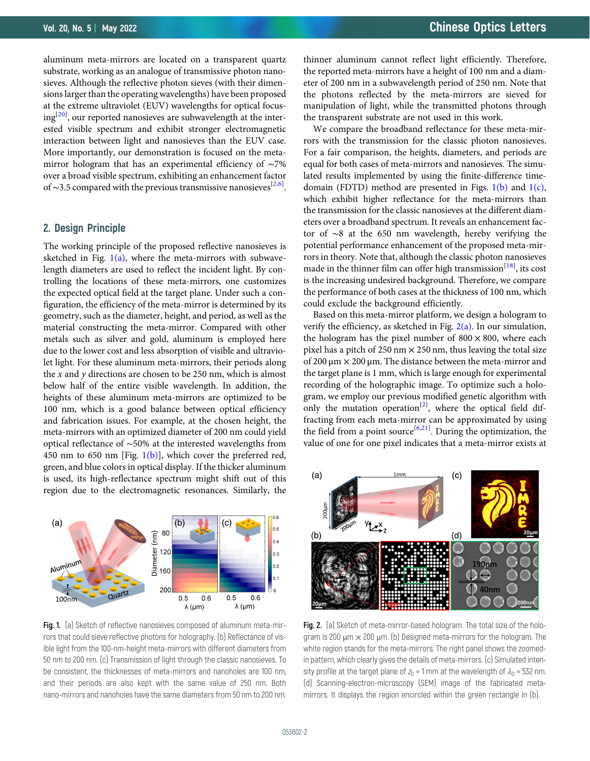aluminum meta-mirrors are located on a transparent quartz substrate, working as an analogue of transmissive photon nanosieves. Although the reflective photon sieves (with their dimensions larger than the operating wavelengths) have been proposed at the extreme ultraviolet (EUV) wavelengths for optical focusing[20], our reported nanosieves are subwavelength at the interested visible spectrum and exhibit stronger electromagnetic interaction between light and nanosieves than the EUV case. More importantly, our demonstration is focused on the meta-mirror hologram that has an experimental efficiency of ~7% over a broad visible spectrum, exhibiting an enhancement factor of ~3.5 compared with the previous transmissive nanosieves[2,6].

## 2. Design Principle

The working principle of the proposed reflective nanosieves is sketched in Fig. 1(a), where the meta-mirrors with subwavelength diameters are used to reflect the incident light. By controlling the locations of these meta-mirrors, one customizes the expected optical field at the target plane. Under such a configuration, the efficiency of the meta-mirror is determined by its geometry, such as the diameter, height, and period, as well as the material constructing the meta-mirror. Compared with other metals such as silver and gold, aluminum is employed here due to the lower cost and less absorption of visible and ultraviolet light. For these aluminum meta-mirrors, their periods along the $x$ and $y$ directions are chosen to be 250 nm, which is almost below half of the entire visible wavelength. In addition, the heights of these aluminum meta-mirrors are optimized to be 100 nm, which is a good balance between optical efficiency and fabrication issues. For example, at the chosen height, the meta-mirrors with an optimized diameter of 200 nm could yield optical reflectance of ~50% at the interested wavelengths from 450 nm to 650 nm [Fig. 1(b)], which cover the preferred red, green, and blue colors in optical display. If the thicker aluminum is used, its high-reflectance spectrum might shift out of this region due to the electromagnetic resonances. Similarly, the thinner aluminum cannot reflect light efficiently. Therefore, the reported meta-mirrors have a height of 100 nm and a diameter of 200 nm in a subwavelength period of 250 nm. Note that the photons reflected by the meta-mirrors are sieved for manipulation of light, while the transmitted photons through the transparent substrate are not used in this work.

We compare the broadband reflectance for these meta-mirrors with the transmission for the classic photon nanosieves. For a fair comparison, the heights, diameters, and periods are equal for both cases of meta-mirrors and nanosieves. The simulated results implemented by using the finite-difference time-domain (FDTD) method are presented in Figs. 1(b) and 1(c), which exhibit higher reflectance for the meta-mirrors than the transmission for the classic nanosieves at the different diameters over a broadband spectrum. It reveals an enhancement factor of ~8 at the 650 nm wavelength, hereby verifying the potential performance enhancement of the proposed meta-mirrors in theory. Note that, although the classic photon nanosieves made in the thinner film can offer high transmission[18], its cost is the increasing undesired background. Therefore, we compare the performance of both cases at the thickness of 100 nm, which could exclude the background efficiently.

Based on this meta-mirror platform, we design a hologram to verify the efficiency, as sketched in Fig. 2(a). In our simulation, the hologram has the pixel number of 800 × 800, where each pixel has a pitch of 250 nm × 250 nm, thus leaving the total size of 200 μm × 200 μm. The distance between the meta-mirror and the target plane is 1 mm, which is large enough for experimental recording of the holographic image. To optimize such a hologram, we employ our previous modified genetic algorithm with only the mutation operation[2], where the optical field diffracting from each meta-mirror can be approximated by using the field from a point source[6,21]. During the optimization, the value of one for one pixel indicates that a meta-mirror exists at

**Fig. 1.** (a) Sketch of reflective nanosieves composed of aluminum meta-mirrors that could sieve reflective photons for holography. (b) Reflectance of visible light from the 100-nm-height meta-mirrors with different diameters from 50 nm to 200 nm. (c) Transmission of light through the classic nanosieves. To be consistent, the thicknesses of meta-mirrors and nanoholes are 100 nm, and their periods are also kept with the same value of 250 nm. Both nano-mirrors and nanoholes have the same diameters from 50 nm to 200 nm.

**Fig. 2.** (a) Sketch of meta-mirror-based hologram. The total size of the hologram is 200 μm × 200 μm. (b) Designed meta-mirrors for the hologram. The white region stands for the meta-mirrors. The right panel shows the zoomed-in pattern, which clearly gives the details of meta-mirrors. (c) Simulated intensity profile at the target plane of $z_0$ = 1 mm at the wavelength of $\lambda_0$ = 532 nm. (d) Scanning-electron-microscopy (SEM) image of the fabricated meta-mirrors. It displays the region encircled within the green rectangle in (b).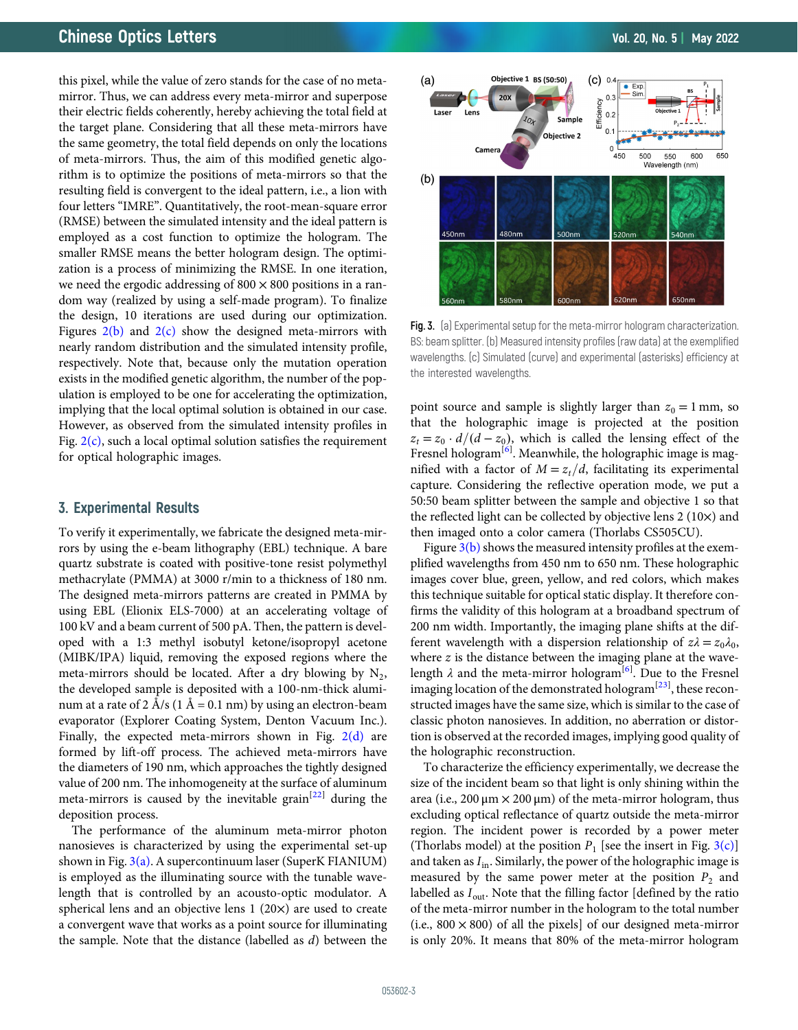this pixel, while the value of zero stands for the case of no meta-mirror. Thus, we can address every meta-mirror and superpose their electric fields coherently, hereby achieving the total field at the target plane. Considering that all these meta-mirrors have the same geometry, the total field depends on only the locations of meta-mirrors. Thus, the aim of this modified genetic algorithm is to optimize the positions of meta-mirrors so that the resulting field is convergent to the ideal pattern, i.e., a lion with four letters "IMRE". Quantitatively, the root-mean-square error (RMSE) between the simulated intensity and the ideal pattern is employed as a cost function to optimize the hologram. The smaller RMSE means the better hologram design. The optimization is a process of minimizing the RMSE. In one iteration, we need the ergodic addressing of $800 \times 800$ positions in a random way (realized by using a self-made program). To finalize the design, 10 iterations are used during our optimization. Figures 2(b) and 2(c) show the designed meta-mirrors with nearly random distribution and the simulated intensity profile, respectively. Note that, because only the mutation operation exists in the modified genetic algorithm, the number of the population is employed to be one for accelerating the optimization, implying that the local optimal solution is obtained in our case. However, as observed from the simulated intensity profiles in Fig. 2(c), such a local optimal solution satisfies the requirement for optical holographic images.

## 3. Experimental Results

To verify it experimentally, we fabricate the designed meta-mirrors by using the e-beam lithography (EBL) technique. A bare quartz substrate is coated with positive-tone resist polymethyl methacrylate (PMMA) at 3000 r/min to a thickness of 180 nm. The designed meta-mirrors patterns are created in PMMA by using EBL (Elionix ELS-7000) at an accelerating voltage of 100 kV and a beam current of 500 pA. Then, the pattern is developed with a 1:3 methyl isobutyl ketone/isopropyl acetone (MIBK/IPA) liquid, removing the exposed regions where the meta-mirrors should be located. After a dry blowing by $N_2$, the developed sample is deposited with a 100-nm-thick aluminum at a rate of 2 Å/s (1 Å = 0.1 nm) by using an electron-beam evaporator (Explorer Coating System, Denton Vacuum Inc.). Finally, the expected meta-mirrors shown in Fig. 2(d) are formed by lift-off process. The achieved meta-mirrors have the diameters of 190 nm, which approaches the tightly designed value of 200 nm. The inhomogeneity at the surface of aluminum meta-mirrors is caused by the inevitable grain[22] during the deposition process.

The performance of the aluminum meta-mirror photon nanosieves is characterized by using the experimental set-up shown in Fig. 3(a). A supercontinuum laser (SuperK FIANIUM) is employed as the illuminating source with the tunable wavelength that is controlled by an acousto-optic modulator. A spherical lens and an objective lens 1 (20×) are used to create a convergent wave that works as a point source for illuminating the sample. Note that the distance (labelled as $d$) between the point source and sample is slightly larger than $z_0 = 1$ mm, so that the holographic image is projected at the position $z_t = z_0 \cdot d/(d - z_0)$, which is called the lensing effect of the Fresnel hologram[6]. Meanwhile, the holographic image is magnified with a factor of $M = z_t/d$, facilitating its experimental capture. Considering the reflective operation mode, we put a 50:50 beam splitter between the sample and objective 1 so that the reflected light can be collected by objective lens 2 (10×) and then imaged onto a color camera (Thorlabs CS505CU).

Fig. 3. (a) Experimental setup for the meta-mirror hologram characterization. BS: beam splitter. (b) Measured intensity profiles (raw data) at the exemplified wavelengths. (c) Simulated (curve) and experimental (asterisks) efficiency at the interested wavelengths.

Figure 3(b) shows the measured intensity profiles at the exemplified wavelengths from 450 nm to 650 nm. These holographic images cover blue, green, yellow, and red colors, which makes this technique suitable for optical static display. It therefore confirms the validity of this hologram at a broadband spectrum of 200 nm width. Importantly, the imaging plane shifts at the different wavelength with a dispersion relationship of $z\lambda = z_0\lambda_0$, where $z$ is the distance between the imaging plane at the wavelength $\lambda$ and the meta-mirror hologram[6]. Due to the Fresnel imaging location of the demonstrated hologram[23], these reconstructed images have the same size, which is similar to the case of classic photon nanosieves. In addition, no aberration or distortion is observed at the recorded images, implying good quality of the holographic reconstruction.

To characterize the efficiency experimentally, we decrease the size of the incident beam so that light is only shining within the area (i.e., 200 μm × 200 μm) of the meta-mirror hologram, thus excluding optical reflectance of quartz outside the meta-mirror region. The incident power is recorded by a power meter (Thorlabs model) at the position $P_1$ [see the insert in Fig. 3(c)] and taken as $I_{in}$. Similarly, the power of the holographic image is measured by the same power meter at the position $P_2$ and labelled as $I_{out}$. Note that the filling factor [defined by the ratio of the meta-mirror number in the hologram to the total number (i.e., $800 \times 800$) of all the pixels] of our designed meta-mirror is only 20%. It means that 80% of the meta-mirror hologram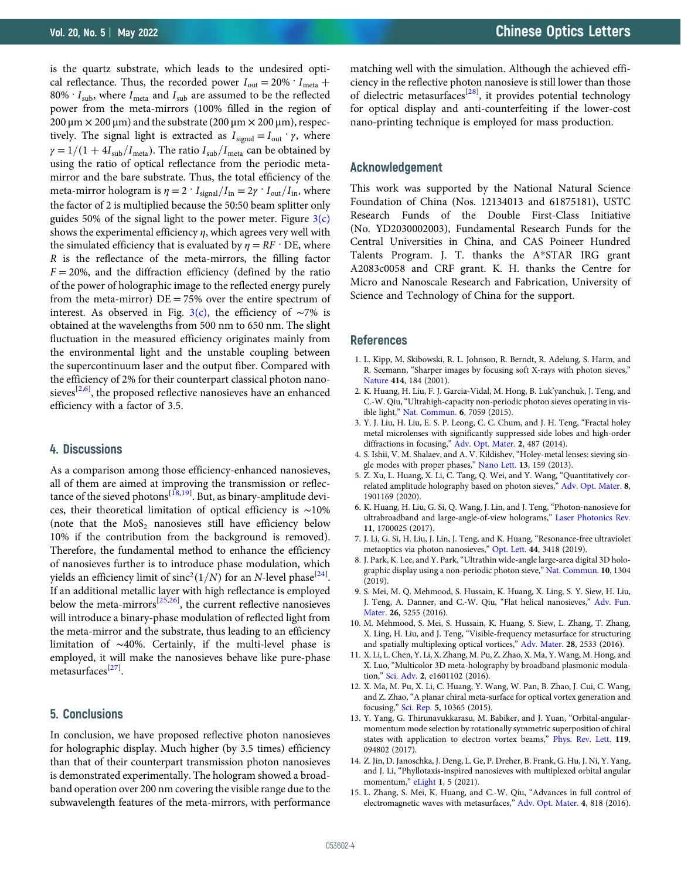is the quartz substrate, which leads to the undesired optical reflectance. Thus, the recorded power $I_{out} = 20\% \cdot I_{meta} + 80\% \cdot I_{sub}$, where $I_{meta}$ and $I_{sub}$ are assumed to be the reflected power from the meta-mirrors (100% filled in the region of 200 μm × 200 μm) and the substrate (200 μm × 200 μm), respectively. The signal light is extracted as $I_{signal} = I_{out} \cdot \gamma$, where $\gamma = 1/(1 + 4I_{sub}/I_{meta})$. The ratio $I_{sub}/I_{meta}$ can be obtained by using the ratio of optical reflectance from the periodic meta-mirror and the bare substrate. Thus, the total efficiency of the meta-mirror hologram is $\eta = 2 \cdot I_{signal}/I_{in} = 2\gamma \cdot I_{out}/I_{in}$, where the factor of 2 is multiplied because the 50:50 beam splitter only guides 50% of the signal light to the power meter. Figure 3(c) shows the experimental efficiency $\eta$, which agrees very well with the simulated efficiency that is evaluated by $\eta = RF \cdot \mathrm{DE}$, where $R$ is the reflectance of the meta-mirrors, the filling factor $F = 20\%$, and the diffraction efficiency (defined by the ratio of the power of holographic image to the reflected energy purely from the meta-mirror) DE = 75% over the entire spectrum of interest. As observed in Fig. 3(c), the efficiency of ~7% is obtained at the wavelengths from 500 nm to 650 nm. The slight fluctuation in the measured efficiency originates mainly from the environmental light and the unstable coupling between the supercontinuum laser and the output fiber. Compared with the efficiency of 2% for their counterpart classical photon nanosieves[2,6], the proposed reflective nanosieves have an enhanced efficiency with a factor of 3.5.

## 4. Discussions

As a comparison among those efficiency-enhanced nanosieves, all of them are aimed at improving the transmission or reflectance of the sieved photons[18,19]. But, as binary-amplitude devices, their theoretical limitation of optical efficiency is ~10% (note that the $MoS_2$ nanosieves still have efficiency below 10% if the contribution from the background is removed). Therefore, the fundamental method to enhance the efficiency of nanosieves further is to introduce phase modulation, which yields an efficiency limit of $\mathrm{sinc}^2(1/N)$ for an $N$-level phase[24]. If an additional metallic layer with high reflectance is employed below the meta-mirrors[25,26], the current reflective nanosieves will introduce a binary-phase modulation of reflected light from the meta-mirror and the substrate, thus leading to an efficiency limitation of ~40%. Certainly, if the multi-level phase is employed, it will make the nanosieves behave like pure-phase metasurfaces[27].

## 5. Conclusions

In conclusion, we have proposed reflective photon nanosieves for holographic display. Much higher (by 3.5 times) efficiency than that of their counterpart transmission photon nanosieves is demonstrated experimentally. The hologram showed a broadband operation over 200 nm covering the visible range due to the subwavelength features of the meta-mirrors, with performance matching well with the simulation. Although the achieved efficiency in the reflective photon nanosieve is still lower than those of dielectric metasurfaces[28], it provides potential technology for optical display and anti-counterfeiting if the lower-cost nano-printing technique is employed for mass production.

## Acknowledgement

This work was supported by the National Natural Science Foundation of China (Nos. 12134013 and 61875181), USTC Research Funds of the Double First-Class Initiative (No. YD2030002003), Fundamental Research Funds for the Central Universities in China, and CAS Poineer Hundred Talents Program. J. T. thanks the A*STAR IRG grant A2083c0058 and CRF grant. K. H. thanks the Centre for Micro and Nanoscale Research and Fabrication, University of Science and Technology of China for the support.

## References

1. L. Kipp, M. Skibowski, R. L. Johnson, R. Berndt, R. Adelung, S. Harm, and R. Seemann, "Sharper images by focusing soft X-rays with photon sieves," Nature **414**, 184 (2001).
2. K. Huang, H. Liu, F. J. Garcia-Vidal, M. Hong, B. Luk'yanchuk, J. Teng, and C.-W. Qiu, "Ultrahigh-capacity non-periodic photon sieves operating in visible light," Nat. Commun. **6**, 7059 (2015).
3. Y. J. Liu, H. Liu, E. S. P. Leong, C. C. Chum, and J. H. Teng, "Fractal holey metal microlenses with significantly suppressed side lobes and high-order diffractions in focusing," Adv. Opt. Mater. **2**, 487 (2014).
4. S. Ishii, V. M. Shalaev, and A. V. Kildishev, "Holey-metal lenses: sieving single modes with proper phases," Nano Lett. **13**, 159 (2013).
5. Z. Xu, L. Huang, X. Li, C. Tang, Q. Wei, and Y. Wang, "Quantitatively correlated amplitude holography based on photon sieves," Adv. Opt. Mater. **8**, 1901169 (2020).
6. K. Huang, H. Liu, G. Si, Q. Wang, J. Lin, and J. Teng, "Photon-nanosieve for ultrabroadband and large-angle-of-view holograms," Laser Photonics Rev. **11**, 1700025 (2017).
7. J. Li, G. Si, H. Liu, J. Lin, J. Teng, and K. Huang, "Resonance-free ultraviolet metaoptics via photon nanosieves," Opt. Lett. **44**, 3418 (2019).
8. J. Park, K. Lee, and Y. Park, "Ultrathin wide-angle large-area digital 3D holographic display using a non-periodic photon sieve," Nat. Commun. **10**, 1304 (2019).
9. S. Mei, M. Q. Mehmood, S. Hussain, K. Huang, X. Ling, S. Y. Siew, H. Liu, J. Teng, A. Danner, and C.-W. Qiu, "Flat helical nanosieves," Adv. Fun. Mater. **26**, 5255 (2016).
10. M. Mehmood, S. Mei, S. Hussain, K. Huang, S. Siew, L. Zhang, T. Zhang, X. Ling, H. Liu, and J. Teng, "Visible-frequency metasurface for structuring and spatially multiplexing optical vortices," Adv. Mater. **28**, 2533 (2016).
11. X. Li, L. Chen, Y. Li, X. Zhang, M. Pu, Z. Zhao, X. Ma, Y. Wang, M. Hong, and X. Luo, "Multicolor 3D meta-holography by broadband plasmonic modulation," Sci. Adv. **2**, e1601102 (2016).
12. X. Ma, M. Pu, X. Li, C. Huang, Y. Wang, W. Pan, B. Zhao, J. Cui, C. Wang, and Z. Zhao, "A planar chiral meta-surface for optical vortex generation and focusing," Sci. Rep. **5**, 10365 (2015).
13. Y. Yang, G. Thirunavukkarasu, M. Babiker, and J. Yuan, "Orbital-angular-momentum mode selection by rotationally symmetric superposition of chiral states with application to electron vortex beams," Phys. Rev. Lett. **119**, 094802 (2017).
14. Z. Jin, D. Janoschka, J. Deng, L. Ge, P. Dreher, B. Frank, G. Hu, J. Ni, Y. Yang, and J. Li, "Phyllotaxis-inspired nanosieves with multiplexed orbital angular momentum," eLight **1**, 5 (2021).
15. L. Zhang, S. Mei, K. Huang, and C.-W. Qiu, "Advances in full control of electromagnetic waves with metasurfaces," Adv. Opt. Mater. **4**, 818 (2016).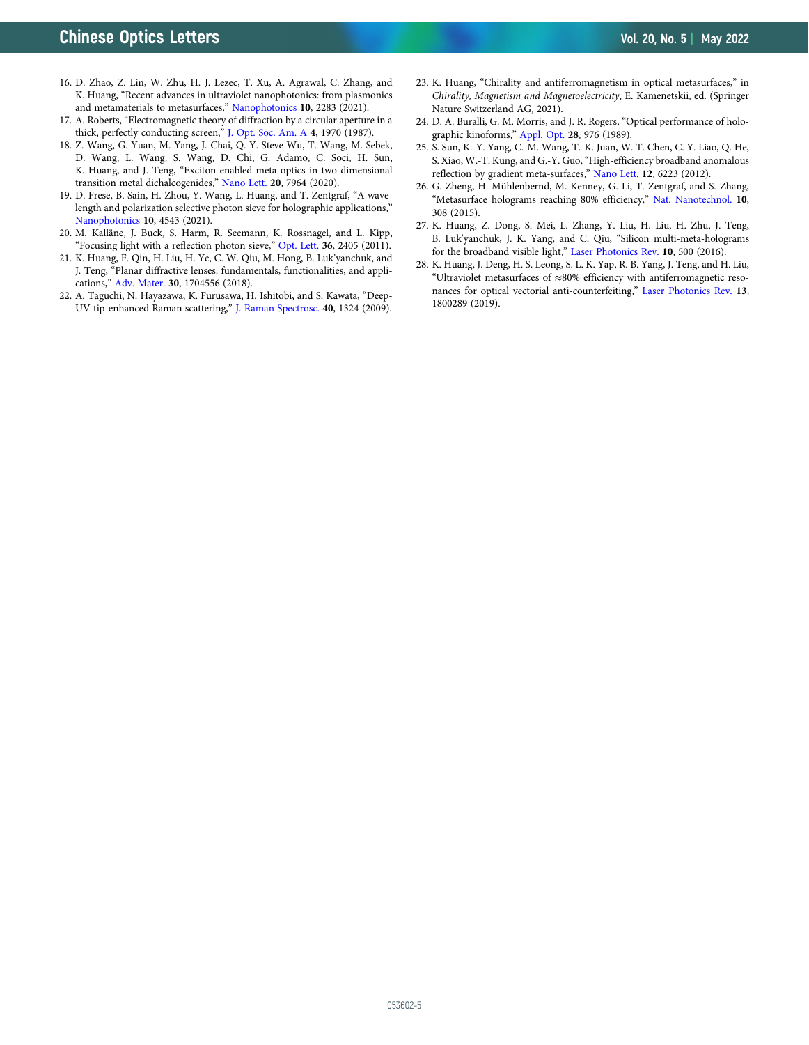16. D. Zhao, Z. Lin, W. Zhu, H. J. Lezec, T. Xu, A. Agrawal, C. Zhang, and K. Huang, "Recent advances in ultraviolet nanophotonics: from plasmonics and metamaterials to metasurfaces," Nanophotonics **10**, 2283 (2021).
17. A. Roberts, "Electromagnetic theory of diffraction by a circular aperture in a thick, perfectly conducting screen," J. Opt. Soc. Am. A **4**, 1970 (1987).
18. Z. Wang, G. Yuan, M. Yang, J. Chai, Q. Y. Steve Wu, T. Wang, M. Sebek, D. Wang, L. Wang, S. Wang, D. Chi, G. Adamo, C. Soci, H. Sun, K. Huang, and J. Teng, "Exciton-enabled meta-optics in two-dimensional transition metal dichalcogenides," Nano Lett. **20**, 7964 (2020).
19. D. Frese, B. Sain, H. Zhou, Y. Wang, L. Huang, and T. Zentgraf, "A wavelength and polarization selective photon sieve for holographic applications," Nanophotonics **10**, 4543 (2021).
20. M. Kalläne, J. Buck, S. Harm, R. Seemann, K. Rossnagel, and L. Kipp, "Focusing light with a reflection photon sieve," Opt. Lett. **36**, 2405 (2011).
21. K. Huang, F. Qin, H. Liu, H. Ye, C. W. Qiu, M. Hong, B. Luk'yanchuk, and J. Teng, "Planar diffractive lenses: fundamentals, functionalities, and applications," Adv. Mater. **30**, 1704556 (2018).
22. A. Taguchi, N. Hayazawa, K. Furusawa, H. Ishitobi, and S. Kawata, "Deep-UV tip-enhanced Raman scattering," J. Raman Spectrosc. **40**, 1324 (2009).
23. K. Huang, "Chirality and antiferromagnetism in optical metasurfaces," in *Chirality, Magnetism and Magnetoelectricity*, E. Kamenetskii, ed. (Springer Nature Switzerland AG, 2021).
24. D. A. Buralli, G. M. Morris, and J. R. Rogers, "Optical performance of holographic kinoforms," Appl. Opt. **28**, 976 (1989).
25. S. Sun, K.-Y. Yang, C.-M. Wang, T.-K. Juan, W. T. Chen, C. Y. Liao, Q. He, S. Xiao, W.-T. Kung, and G.-Y. Guo, "High-efficiency broadband anomalous reflection by gradient meta-surfaces," Nano Lett. **12**, 6223 (2012).
26. G. Zheng, H. Mühlenbernd, M. Kenney, G. Li, T. Zentgraf, and S. Zhang, "Metasurface holograms reaching 80% efficiency," Nat. Nanotechnol. **10**, 308 (2015).
27. K. Huang, Z. Dong, S. Mei, L. Zhang, Y. Liu, H. Liu, H. Zhu, J. Teng, B. Luk'yanchuk, J. K. Yang, and C. Qiu, "Silicon multi-meta-holograms for the broadband visible light," Laser Photonics Rev. **10**, 500 (2016).
28. K. Huang, J. Deng, H. S. Leong, S. L. K. Yap, R. B. Yang, J. Teng, and H. Liu, "Ultraviolet metasurfaces of ≈80% efficiency with antiferromagnetic resonances for optical vectorial anti-counterfeiting," Laser Photonics Rev. **13**, 1800289 (2019).